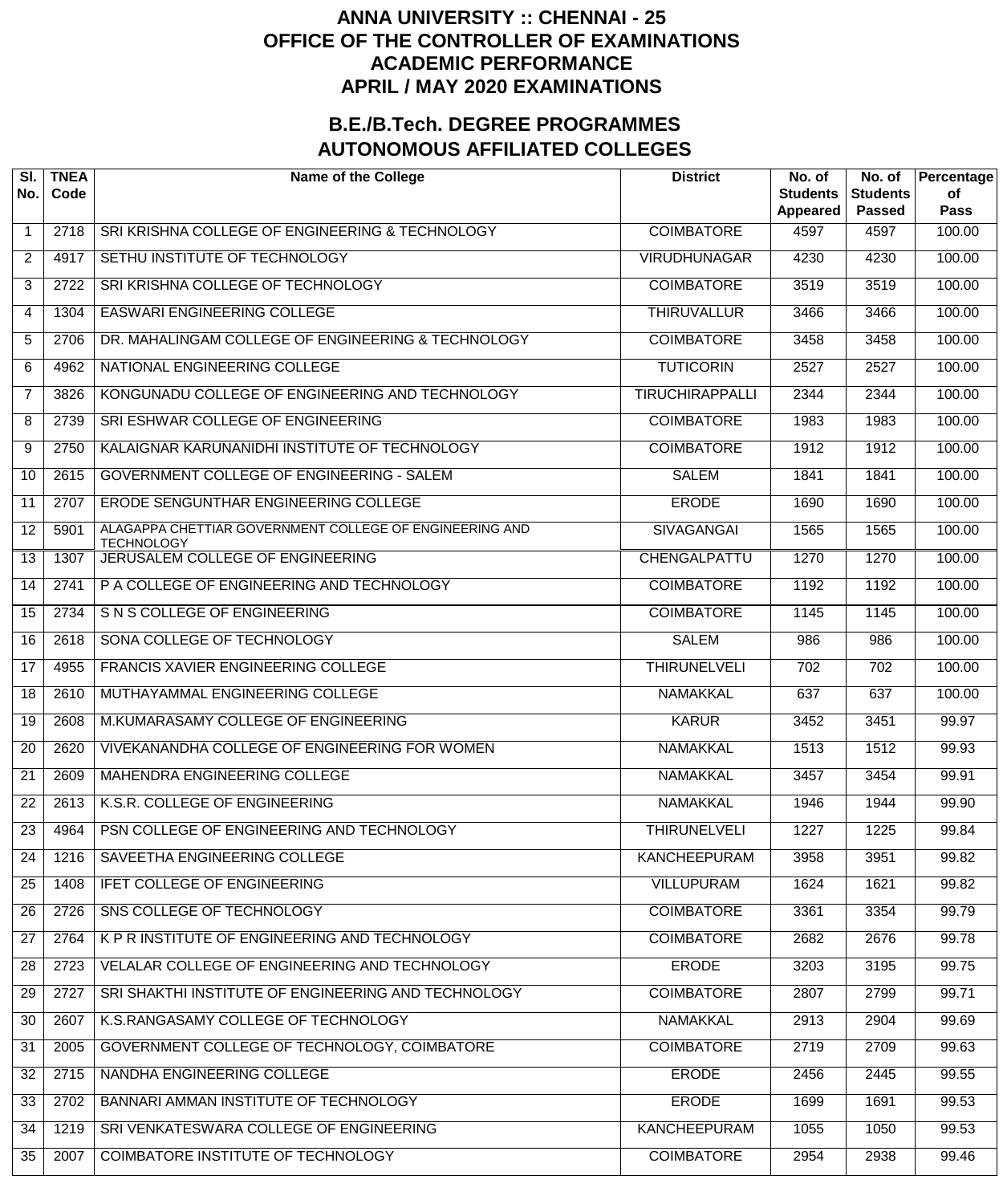# ANNA UNIVERSITY :: CHENNAI - 25
# OFFICE OF THE CONTROLLER OF EXAMINATIONS
# ACADEMIC PERFORMANCE
# APRIL / MAY 2020 EXAMINATIONS

## B.E./B.Tech. DEGREE PROGRAMMES
## AUTONOMOUS AFFILIATED COLLEGES

| Sl. No. | TNEA Code | Name of the College | District | No. of Students Appeared | No. of Students Passed | Percentage of Pass |
|---|---|---|---|---|---|---|
| 1 | 2718 | SRI KRISHNA COLLEGE OF ENGINEERING & TECHNOLOGY | COIMBATORE | 4597 | 4597 | 100.00 |
| 2 | 4917 | SETHU INSTITUTE OF TECHNOLOGY | VIRUDHUNAGAR | 4230 | 4230 | 100.00 |
| 3 | 2722 | SRI KRISHNA COLLEGE OF TECHNOLOGY | COIMBATORE | 3519 | 3519 | 100.00 |
| 4 | 1304 | EASWARI ENGINEERING COLLEGE | THIRUVALLUR | 3466 | 3466 | 100.00 |
| 5 | 2706 | DR. MAHALINGAM COLLEGE OF ENGINEERING & TECHNOLOGY | COIMBATORE | 3458 | 3458 | 100.00 |
| 6 | 4962 | NATIONAL ENGINEERING COLLEGE | TUTICORIN | 2527 | 2527 | 100.00 |
| 7 | 3826 | KONGUNADU COLLEGE OF ENGINEERING AND TECHNOLOGY | TIRUCHIRAPPALLI | 2344 | 2344 | 100.00 |
| 8 | 2739 | SRI ESHWAR COLLEGE OF ENGINEERING | COIMBATORE | 1983 | 1983 | 100.00 |
| 9 | 2750 | KALAIGNAR KARUNANIDHI INSTITUTE OF TECHNOLOGY | COIMBATORE | 1912 | 1912 | 100.00 |
| 10 | 2615 | GOVERNMENT COLLEGE OF ENGINEERING - SALEM | SALEM | 1841 | 1841 | 100.00 |
| 11 | 2707 | ERODE SENGUNTHAR ENGINEERING COLLEGE | ERODE | 1690 | 1690 | 100.00 |
| 12 | 5901 | ALAGAPPA CHETTIAR GOVERNMENT COLLEGE OF ENGINEERING AND TECHNOLOGY | SIVAGANGAI | 1565 | 1565 | 100.00 |
| 13 | 1307 | JERUSALEM COLLEGE OF ENGINEERING | CHENGALPATTU | 1270 | 1270 | 100.00 |
| 14 | 2741 | P A COLLEGE OF ENGINEERING AND TECHNOLOGY | COIMBATORE | 1192 | 1192 | 100.00 |
| 15 | 2734 | S N S COLLEGE OF ENGINEERING | COIMBATORE | 1145 | 1145 | 100.00 |
| 16 | 2618 | SONA COLLEGE OF TECHNOLOGY | SALEM | 986 | 986 | 100.00 |
| 17 | 4955 | FRANCIS XAVIER ENGINEERING COLLEGE | THIRUNELVELI | 702 | 702 | 100.00 |
| 18 | 2610 | MUTHAYAMMAL ENGINEERING COLLEGE | NAMAKKAL | 637 | 637 | 100.00 |
| 19 | 2608 | M.KUMARASAMY COLLEGE OF ENGINEERING | KARUR | 3452 | 3451 | 99.97 |
| 20 | 2620 | VIVEKANANDHA COLLEGE OF ENGINEERING FOR WOMEN | NAMAKKAL | 1513 | 1512 | 99.93 |
| 21 | 2609 | MAHENDRA ENGINEERING COLLEGE | NAMAKKAL | 3457 | 3454 | 99.91 |
| 22 | 2613 | K.S.R. COLLEGE OF ENGINEERING | NAMAKKAL | 1946 | 1944 | 99.90 |
| 23 | 4964 | PSN COLLEGE OF ENGINEERING AND TECHNOLOGY | THIRUNELVELI | 1227 | 1225 | 99.84 |
| 24 | 1216 | SAVEETHA ENGINEERING COLLEGE | KANCHEEPURAM | 3958 | 3951 | 99.82 |
| 25 | 1408 | IFET COLLEGE OF ENGINEERING | VILLUPURAM | 1624 | 1621 | 99.82 |
| 26 | 2726 | SNS COLLEGE OF TECHNOLOGY | COIMBATORE | 3361 | 3354 | 99.79 |
| 27 | 2764 | K P R INSTITUTE OF ENGINEERING AND TECHNOLOGY | COIMBATORE | 2682 | 2676 | 99.78 |
| 28 | 2723 | VELALAR COLLEGE OF ENGINEERING AND TECHNOLOGY | ERODE | 3203 | 3195 | 99.75 |
| 29 | 2727 | SRI SHAKTHI INSTITUTE OF ENGINEERING AND TECHNOLOGY | COIMBATORE | 2807 | 2799 | 99.71 |
| 30 | 2607 | K.S.RANGASAMY COLLEGE OF TECHNOLOGY | NAMAKKAL | 2913 | 2904 | 99.69 |
| 31 | 2005 | GOVERNMENT COLLEGE OF TECHNOLOGY, COIMBATORE | COIMBATORE | 2719 | 2709 | 99.63 |
| 32 | 2715 | NANDHA ENGINEERING COLLEGE | ERODE | 2456 | 2445 | 99.55 |
| 33 | 2702 | BANNARI AMMAN INSTITUTE OF TECHNOLOGY | ERODE | 1699 | 1691 | 99.53 |
| 34 | 1219 | SRI VENKATESWARA COLLEGE OF ENGINEERING | KANCHEEPURAM | 1055 | 1050 | 99.53 |
| 35 | 2007 | COIMBATORE INSTITUTE OF TECHNOLOGY | COIMBATORE | 2954 | 2938 | 99.46 |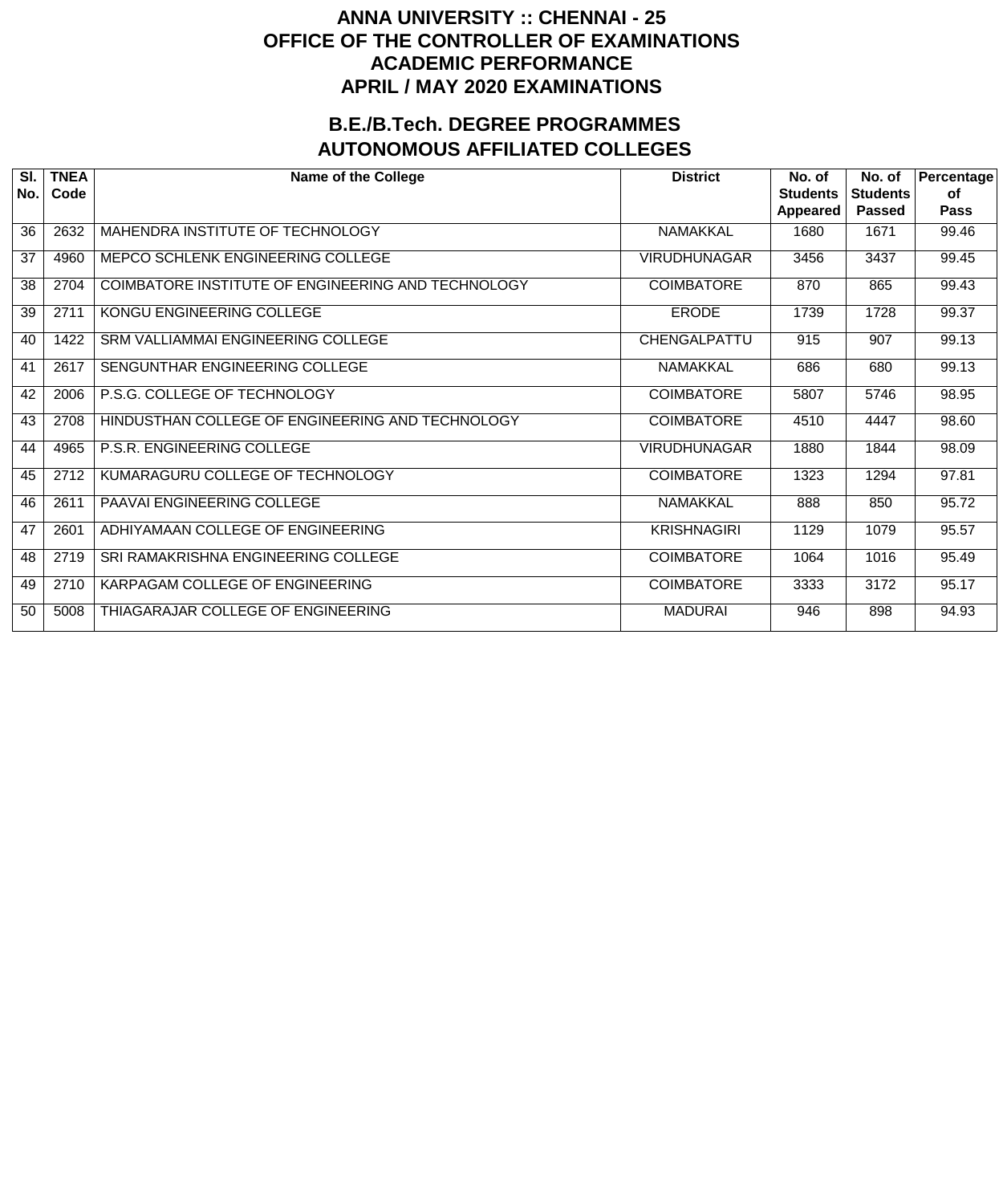# ANNA UNIVERSITY :: CHENNAI - 25
## OFFICE OF THE CONTROLLER OF EXAMINATIONS
## ACADEMIC PERFORMANCE
## APRIL / MAY 2020 EXAMINATIONS

## B.E./B.Tech. DEGREE PROGRAMMES
## AUTONOMOUS AFFILIATED COLLEGES

| Sl. No. | TNEA Code | Name of the College | District | No. of Students Appeared | No. of Students Passed | Percentage of Pass |
|---|---|---|---|---|---|---|
| 36 | 2632 | MAHENDRA INSTITUTE OF TECHNOLOGY | NAMAKKAL | 1680 | 1671 | 99.46 |
| 37 | 4960 | MEPCO SCHLENK ENGINEERING COLLEGE | VIRUDHUNAGAR | 3456 | 3437 | 99.45 |
| 38 | 2704 | COIMBATORE INSTITUTE OF ENGINEERING AND TECHNOLOGY | COIMBATORE | 870 | 865 | 99.43 |
| 39 | 2711 | KONGU ENGINEERING COLLEGE | ERODE | 1739 | 1728 | 99.37 |
| 40 | 1422 | SRM VALLIAMMAI ENGINEERING COLLEGE | CHENGALPATTU | 915 | 907 | 99.13 |
| 41 | 2617 | SENGUNTHAR ENGINEERING COLLEGE | NAMAKKAL | 686 | 680 | 99.13 |
| 42 | 2006 | P.S.G. COLLEGE OF TECHNOLOGY | COIMBATORE | 5807 | 5746 | 98.95 |
| 43 | 2708 | HINDUSTHAN COLLEGE OF ENGINEERING AND TECHNOLOGY | COIMBATORE | 4510 | 4447 | 98.60 |
| 44 | 4965 | P.S.R. ENGINEERING COLLEGE | VIRUDHUNAGAR | 1880 | 1844 | 98.09 |
| 45 | 2712 | KUMARAGURU COLLEGE OF TECHNOLOGY | COIMBATORE | 1323 | 1294 | 97.81 |
| 46 | 2611 | PAAVAI ENGINEERING COLLEGE | NAMAKKAL | 888 | 850 | 95.72 |
| 47 | 2601 | ADHIYAMAAN COLLEGE OF ENGINEERING | KRISHNAGIRI | 1129 | 1079 | 95.57 |
| 48 | 2719 | SRI RAMAKRISHNA ENGINEERING COLLEGE | COIMBATORE | 1064 | 1016 | 95.49 |
| 49 | 2710 | KARPAGAM COLLEGE OF ENGINEERING | COIMBATORE | 3333 | 3172 | 95.17 |
| 50 | 5008 | THIAGARAJAR COLLEGE OF ENGINEERING | MADURAI | 946 | 898 | 94.93 |